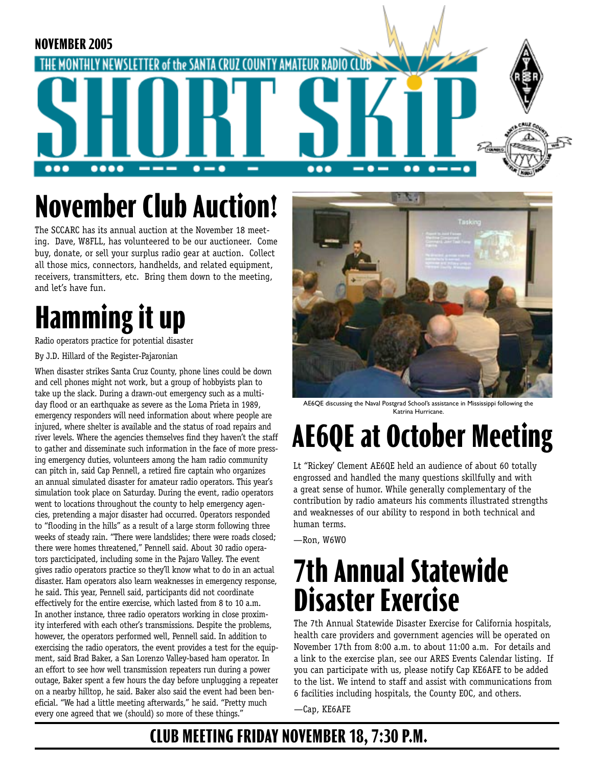NOVEMBER 2005

THE MONTHLY NEWSLETTER of the SANTA CRUZ COUNTY AMATEUR RADIO CLUB

# SHORT SKiP

# November Club Auction!

The SCCARC has its annual auction at the November 18 meeting. Dave, W8FLL, has volunteered to be our auctioneer. Come buy, donate, or sell your surplus radio gear at auction. Collect all those mics, connectors, handhelds, and related equipment, receivers, transmitters, etc. Bring them down to the meeting, and let's have fun.

# Hamming it up

Radio operators practice for potential disaster

By J.D. Hillard of the Register-Pajaronian

When disaster strikes Santa Cruz County, phone lines could be down and cell phones might not work, but a group of hobbyists plan to take up the slack. During a drawn-out emergency such as a multi-day flood or an earthquake as severe as the Loma Prieta in 1989, emergency responders will need information about where people are injured, where shelter is available and the status of road repairs and river levels. Where the agencies themselves find they haven't the staff to gather and disseminate such information in the face of more pressing emergency duties, volunteers among the ham radio community can pitch in, said Cap Pennell, a retired fire captain who organizes an annual simulated disaster for amateur radio operators. This year's simulation took place on Saturday. During the event, radio operators went to locations throughout the county to help emergency agencies, pretending a major disaster had occurred. Operators responded to "flooding in the hills" as a result of a large storm following three weeks of steady rain. "There were landslides; there were roads closed; there were homes threatened," Pennell said. About 30 radio operators parcticipated, including some in the Pajaro Valley. The event gives radio operators practice so they'll know what to do in an actual disaster. Ham operators also learn weaknesses in emergency response, he said. This year, Pennell said, participants did not coordinate effectively for the entire exercise, which lasted from 8 to 10 a.m. In another instance, three radio operators working in close proximity interfered with each other's transmissions. Despite the problems, however, the operators performed well, Pennell said. In addition to exercising the radio operators, the event provides a test for the equipment, said Brad Baker, a San Lorenzo Valley-based ham operator. In an effort to see how well transmission repeaters run during a power outage, Baker spent a few hours the day before unplugging a repeater on a nearby hilltop, he said. Baker also said the event had been beneficial. "We had a little meeting afterwards," he said. "Pretty much every one agreed that we (should) so more of these things."

AE6QE discussing the Naval Postgrad School's assistance in Mississippi following the Katrina Hurricane.

# AE6QE at October Meeting

Lt "Rickey' Clement AE6QE held an audience of about 60 totally engrossed and handled the many questions skillfully and with a great sense of humor. While generally complementary of the contribution by radio amateurs his comments illustrated strengths and weaknesses of our ability to respond in both technical and human terms.

—Ron, W6WO

# 7th Annual Statewide Disaster Exercise

The 7th Annual Statewide Disaster Exercise for California hospitals, health care providers and government agencies will be operated on November 17th from 8:00 a.m. to about 11:00 a.m. For details and a link to the exercise plan, see our ARES Events Calendar listing. If you can participate with us, please notify Cap KE6AFE to be added to the list. We intend to staff and assist with communications from 6 facilities including hospitals, the County EOC, and others.

—Cap, KE6AFE

**CLUB MEETING FRIDAY NOVEMBER 18, 7:30 P.M.**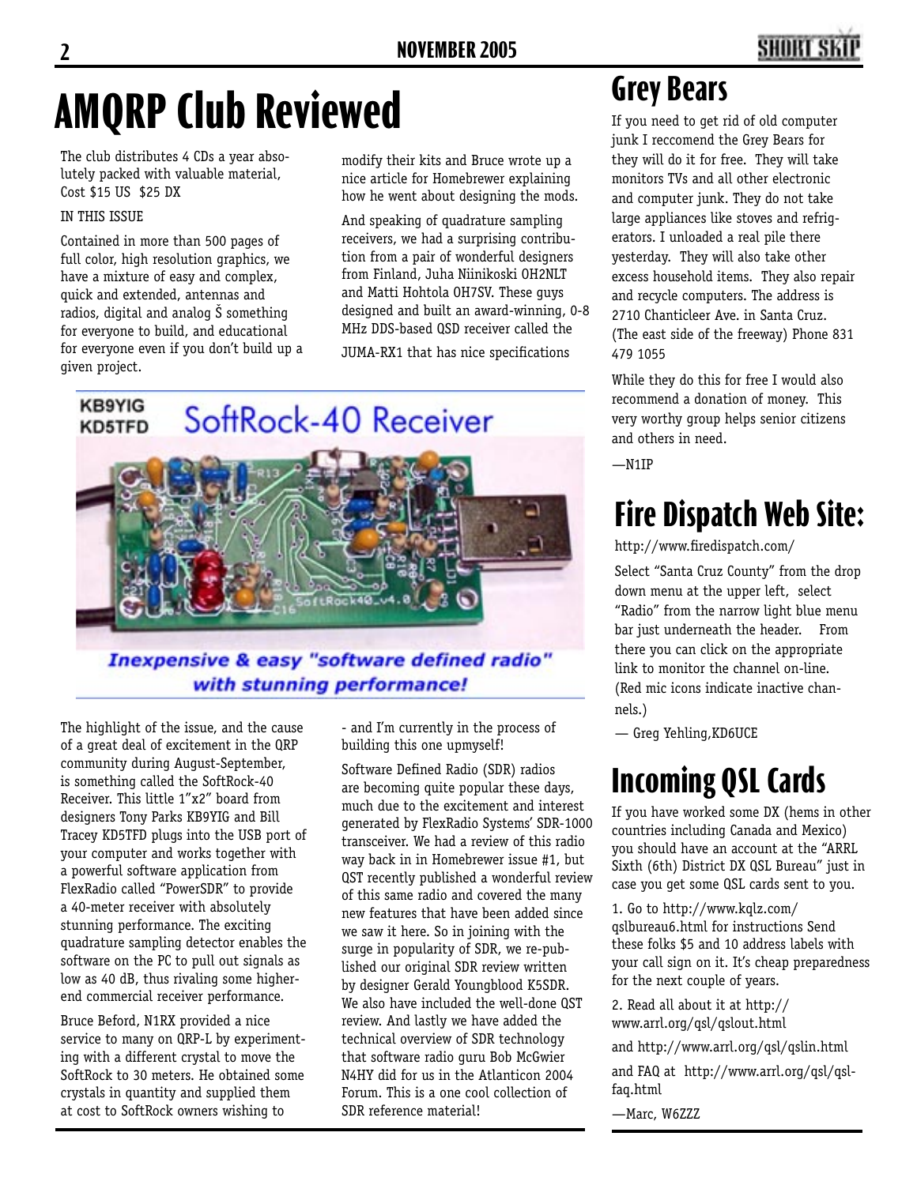# AMQRP Club Reviewed

The club distributes 4 CDs a year absolutely packed with valuable material, Cost $15 US $25 DX

IN THIS ISSUE

Contained in more than 500 pages of full color, high resolution graphics, we have a mixture of easy and complex, quick and extended, antennas and radios, digital and analog Š something for everyone to build, and educational for everyone even if you don't build up a given project.

modify their kits and Bruce wrote up a nice article for Homebrewer explaining how he went about designing the mods.

And speaking of quadrature sampling receivers, we had a surprising contribution from a pair of wonderful designers from Finland, Juha Niinikoski OH2NLT and Matti Hohtola OH7SV. These guys designed and built an award-winning, 0-8 MHz DDS-based QSD receiver called the JUMA-RX1 that has nice specifications

KB9YIG KD5TFD SoftRock-40 Receiver

*Inexpensive & easy "software defined radio" with stunning performance!*

The highlight of the issue, and the cause of a great deal of excitement in the QRP community during August-September, is something called the SoftRock-40 Receiver. This little 1"x2" board from designers Tony Parks KB9YIG and Bill Tracey KD5TFD plugs into the USB port of your computer and works together with a powerful software application from FlexRadio called "PowerSDR" to provide a 40-meter receiver with absolutely stunning performance. The exciting quadrature sampling detector enables the software on the PC to pull out signals as low as 40 dB, thus rivaling some higher-end commercial receiver performance.

Bruce Beford, N1RX provided a nice service to many on QRP-L by experimenting with a different crystal to move the SoftRock to 30 meters. He obtained some crystals in quantity and supplied them at cost to SoftRock owners wishing to

- and I'm currently in the process of building this one upmyself!

Software Defined Radio (SDR) radios are becoming quite popular these days, much due to the excitement and interest generated by FlexRadio Systems' SDR-1000 transceiver. We had a review of this radio way back in in Homebrewer issue #1, but QST recently published a wonderful review of this same radio and covered the many new features that have been added since we saw it here. So in joining with the surge in popularity of SDR, we re-published our original SDR review written by designer Gerald Youngblood K5SDR. We also have included the well-done QST review. And lastly we have added the technical overview of SDR technology that software radio guru Bob McGwier N4HY did for us in the Atlanticon 2004 Forum. This is a one cool collection of SDR reference material!

# Grey Bears

If you need to get rid of old computer junk I reccomend the Grey Bears for they will do it for free. They will take monitors TVs and all other electronic and computer junk. They do not take large appliances like stoves and refrigerators. I unloaded a real pile there yesterday. They will also take other excess household items. They also repair and recycle computers. The address is 2710 Chanticleer Ave. in Santa Cruz. (The east side of the freeway) Phone 831 479 1055

While they do this for free I would also recommend a donation of money. This very worthy group helps senior citizens and others in need.

—N1IP

# Fire Dispatch Web Site:

http://www.firedispatch.com/

Select "Santa Cruz County" from the drop down menu at the upper left, select "Radio" from the narrow light blue menu bar just underneath the header. From there you can click on the appropriate link to monitor the channel on-line. (Red mic icons indicate inactive channels.)

— Greg Yehling,KD6UCE

# Incoming QSL Cards

If you have worked some DX (hems in other countries including Canada and Mexico) you should have an account at the "ARRL Sixth (6th) District DX QSL Bureau" just in case you get some QSL cards sent to you.

1. Go to http://www.kqlz.com/qslbureau6.html for instructions Send these folks $5 and 10 address labels with your call sign on it. It's cheap preparedness for the next couple of years.

2. Read all about it at http://www.arrl.org/qsl/qslout.html

and http://www.arrl.org/qsl/qslin.html

and FAQ at http://www.arrl.org/qsl/qsl-faq.html

—Marc, W6ZZZ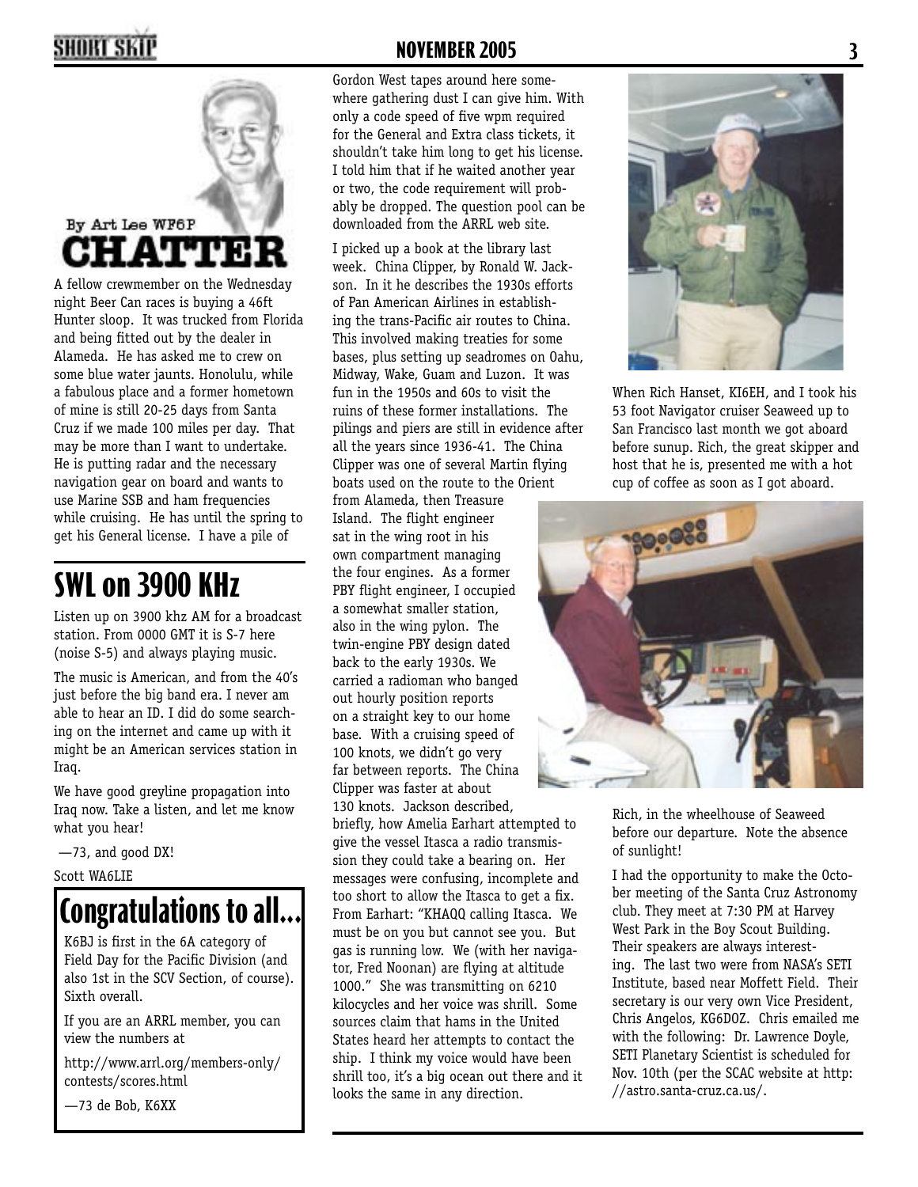# CHATTER

By Art Lee WF6P

A fellow crewmember on the Wednesday night Beer Can races is buying a 46ft Hunter sloop. It was trucked from Florida and being fitted out by the dealer in Alameda. He has asked me to crew on some blue water jaunts. Honolulu, while a fabulous place and a former hometown of mine is still 20-25 days from Santa Cruz if we made 100 miles per day. That may be more than I want to undertake. He is putting radar and the necessary navigation gear on board and wants to use Marine SSB and ham frequencies while cruising. He has until the spring to get his General license. I have a pile of Gordon West tapes around here somewhere gathering dust I can give him. With only a code speed of five wpm required for the General and Extra class tickets, it shouldn't take him long to get his license. I told him that if he waited another year or two, the code requirement will probably be dropped. The question pool can be downloaded from the ARRL web site.

I picked up a book at the library last week. China Clipper, by Ronald W. Jackson. In it he describes the 1930s efforts of Pan American Airlines in establishing the trans-Pacific air routes to China. This involved making treaties for some bases, plus setting up seadromes on Oahu, Midway, Wake, Guam and Luzon. It was fun in the 1950s and 60s to visit the ruins of these former installations. The pilings and piers are still in evidence after all the years since 1936-41. The China Clipper was one of several Martin flying boats used on the route to the Orient from Alameda, then Treasure Island. The flight engineer sat in the wing root in his own compartment managing the four engines. As a former PBY flight engineer, I occupied a somewhat smaller station, also in the wing pylon. The twin-engine PBY design dated back to the early 1930s. We carried a radioman who banged out hourly position reports on a straight key to our home base. With a cruising speed of 100 knots, we didn't go very far between reports. The China Clipper was faster at about 130 knots. Jackson described, briefly, how Amelia Earhart attempted to give the vessel Itasca a radio transmission they could take a bearing on. Her messages were confusing, incomplete and too short to allow the Itasca to get a fix. From Earhart: "KHAQQ calling Itasca. We must be on you but cannot see you. But gas is running low. We (with her navigator, Fred Noonan) are flying at altitude 1000." She was transmitting on 6210 kilocycles and her voice was shrill. Some sources claim that hams in the United States heard her attempts to contact the ship. I think my voice would have been shrill too, it's a big ocean out there and it looks the same in any direction.

When Rich Hanset, KI6EH, and I took his 53 foot Navigator cruiser Seaweed up to San Francisco last month we got aboard before sunup. Rich, the great skipper and host that he is, presented me with a hot cup of coffee as soon as I got aboard.

Rich, in the wheelhouse of Seaweed before our departure. Note the absence of sunlight!

I had the opportunity to make the October meeting of the Santa Cruz Astronomy club. They meet at 7:30 PM at Harvey West Park in the Boy Scout Building. Their speakers are always interesting. The last two were from NASA's SETI Institute, based near Moffett Field. Their secretary is our very own Vice President, Chris Angelos, KG6DOZ. Chris emailed me with the following: Dr. Lawrence Doyle, SETI Planetary Scientist is scheduled for Nov. 10th (per the SCAC website at http://astro.santa-cruz.ca.us/.

# SWL on 3900 KHz

Listen up on 3900 khz AM for a broadcast station. From 0000 GMT it is S-7 here (noise S-5) and always playing music.

The music is American, and from the 40's just before the big band era. I never am able to hear an ID. I did do some searching on the internet and came up with it might be an American services station in Iraq.

We have good greyline propagation into Iraq now. Take a listen, and let me know what you hear!

—73, and good DX!

Scott WA6LIE

# Congratulations to all...

K6BJ is first in the 6A category of Field Day for the Pacific Division (and also 1st in the SCV Section, of course). Sixth overall.

If you are an ARRL member, you can view the numbers at

http://www.arrl.org/members-only/contests/scores.html

—73 de Bob, K6XX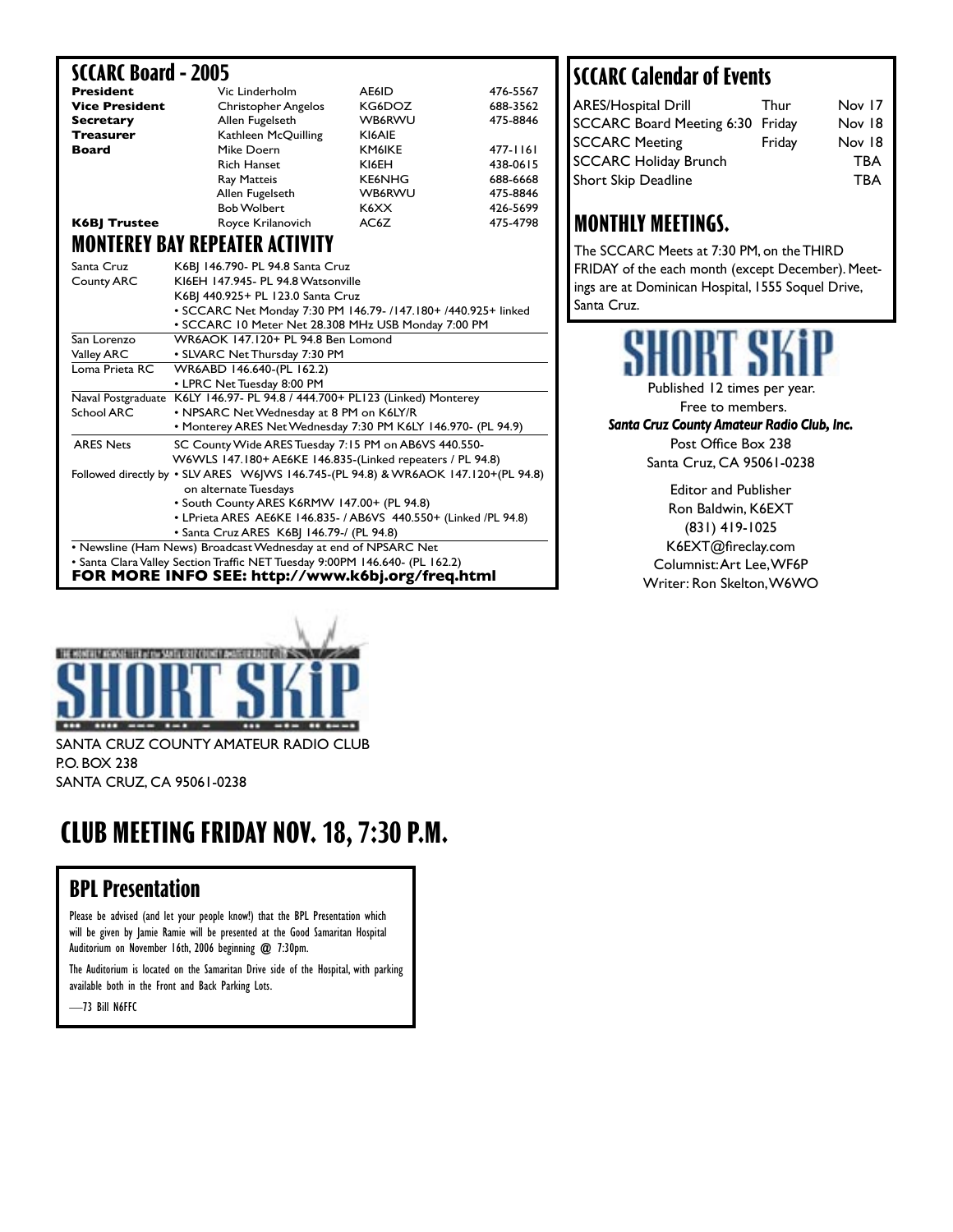## SCCARC Board - 2005

| | | | |
|---|---|---|---|
| **President** | Vic Linderholm | AE6ID | 476-5567 |
| **Vice President** | Christopher Angelos | KG6DOZ | 688-3562 |
| **Secretary** | Allen Fugelseth | WB6RWU | 475-8846 |
| **Treasurer** | Kathleen McQuilling | KI6AIE | |
| **Board** | Mike Doern | KM6IKE | 477-1161 |
| | Rich Hanset | KI6EH | 438-0615 |
| | Ray Matteis | KE6NHG | 688-6668 |
| | Allen Fugelseth | WB6RWU | 475-8846 |
| | Bob Wolbert | K6XX | 426-5699 |
| **K6BJ Trustee** | Royce Krilanovich | AC6Z | 475-4798 |

## MONTEREY BAY REPEATER ACTIVITY

| | |
|---|---|
| Santa Cruz County ARC | K6BJ 146.790- PL 94.8 Santa Cruz<br>KI6EH 147.945- PL 94.8 Watsonville<br>K6BJ 440.925+ PL 123.0 Santa Cruz<br>• SCCARC Net Monday 7:30 PM 146.79- /147.180+ /440.925+ linked<br>• SCCARC 10 Meter Net 28.308 MHz USB Monday 7:00 PM |
| San Lorenzo Valley ARC | WR6AOK 147.120+ PL 94.8 Ben Lomond<br>• SLVARC Net Thursday 7:30 PM |
| Loma Prieta RC | WR6ABD 146.640-(PL 162.2)<br>• LPRC Net Tuesday 8:00 PM |
| Naval Postgraduate School ARC | K6LY 146.97- PL 94.8 / 444.700+ PL123 (Linked) Monterey<br>• NPSARC Net Wednesday at 8 PM on K6LY/R<br>• Monterey ARES Net Wednesday 7:30 PM K6LY 146.970- (PL 94.9) |
| ARES Nets | SC County Wide ARES Tuesday 7:15 PM on AB6VS 440.550-<br>W6WLS 147.180+ AE6KE 146.835-(Linked repeaters / PL 94.8) |
| Followed directly by | • SLV ARES W6JWS 146.745-(PL 94.8) & WR6AOK 147.120+(PL 94.8) on alternate Tuesdays<br>• South County ARES K6RMW 147.00+ (PL 94.8)<br>• LPrieta ARES AE6KE 146.835- / AB6VS 440.550+ (Linked /PL 94.8)<br>• Santa Cruz ARES K6BJ 146.79-/ (PL 94.8) |

• Newsline (Ham News) Broadcast Wednesday at end of NPSARC Net
• Santa Clara Valley Section Traffic NET Tuesday 9:00PM 146.640- (PL 162.2)

**FOR MORE INFO SEE: http://www.k6bj.org/freq.html**

## SCCARC Calendar of Events

| | | |
|---|---|---|
| ARES/Hospital Drill | Thur | Nov 17 |
| SCCARC Board Meeting 6:30 | Friday | Nov 18 |
| SCCARC Meeting | Friday | Nov 18 |
| SCCARC Holiday Brunch | | TBA |
| Short Skip Deadline | | TBA |

## MONTHLY MEETINGS.

The SCCARC Meets at 7:30 PM, on the THIRD FRIDAY of the each month (except December). Meetings are at Dominican Hospital, 1555 Soquel Drive, Santa Cruz.

# SHORT SKiP

Published 12 times per year.
Free to members.
***Santa Cruz County Amateur Radio Club, Inc.***
Post Office Box 238
Santa Cruz, CA 95061-0238

Editor and Publisher
Ron Baldwin, K6EXT
(831) 419-1025
K6EXT@fireclay.com
Columnist: Art Lee, WF6P
Writer: Ron Skelton, W6WO

THE MONTHLY NEWSLETTER of the SANTA CRUZ COUNTY AMATEUR RADIO CLUB

# SHORT SKiP

SANTA CRUZ COUNTY AMATEUR RADIO CLUB
P.O. BOX 238
SANTA CRUZ, CA 95061-0238

# CLUB MEETING FRIDAY NOV. 18, 7:30 P.M.

## BPL Presentation

Please be advised (and let your people know!) that the BPL Presentation which will be given by Jamie Ramie will be presented at the Good Samaritan Hospital Auditorium on November 16th, 2006 beginning @ 7:30pm.

The Auditorium is located on the Samaritan Drive side of the Hospital, with parking available both in the Front and Back Parking Lots.

—73 Bill N6FFC